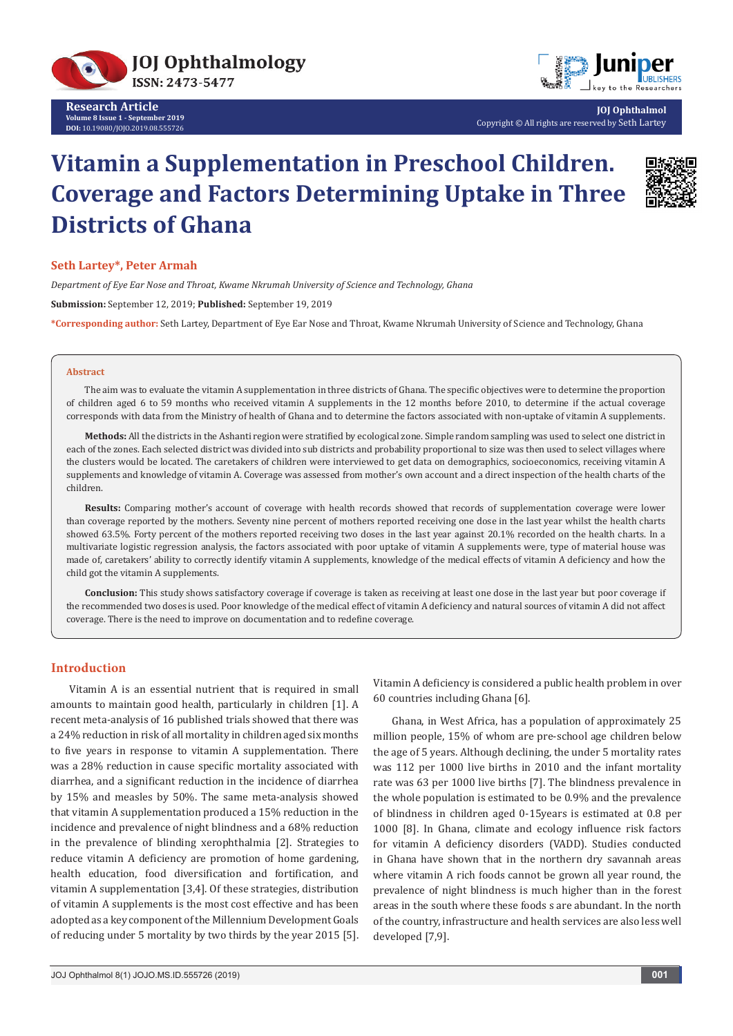# Vitamin a Supplementation in Preschool Children. Coverage and Factors Determining Uptake in Three Districts of Ghana

**Seth Lartey*, Peter Armah**

*Department of Eye Ear Nose and Throat, Kwame Nkrumah University of Science and Technology, Ghana*

**Submission:** September 12, 2019; **Published:** September 19, 2019

***Corresponding author:** Seth Lartey, Department of Eye Ear Nose and Throat, Kwame Nkrumah University of Science and Technology, Ghana

## Abstract

The aim was to evaluate the vitamin A supplementation in three districts of Ghana. The specific objectives were to determine the proportion of children aged 6 to 59 months who received vitamin A supplements in the 12 months before 2010, to determine if the actual coverage corresponds with data from the Ministry of health of Ghana and to determine the factors associated with non-uptake of vitamin A supplements.

**Methods:** All the districts in the Ashanti region were stratified by ecological zone. Simple random sampling was used to select one district in each of the zones. Each selected district was divided into sub districts and probability proportional to size was then used to select villages where the clusters would be located. The caretakers of children were interviewed to get data on demographics, socioeconomics, receiving vitamin A supplements and knowledge of vitamin A. Coverage was assessed from mother's own account and a direct inspection of the health charts of the children.

**Results:** Comparing mother's account of coverage with health records showed that records of supplementation coverage were lower than coverage reported by the mothers. Seventy nine percent of mothers reported receiving one dose in the last year whilst the health charts showed 63.5%. Forty percent of the mothers reported receiving two doses in the last year against 20.1% recorded on the health charts. In a multivariate logistic regression analysis, the factors associated with poor uptake of vitamin A supplements were, type of material house was made of, caretakers' ability to correctly identify vitamin A supplements, knowledge of the medical effects of vitamin A deficiency and how the child got the vitamin A supplements.

**Conclusion:** This study shows satisfactory coverage if coverage is taken as receiving at least one dose in the last year but poor coverage if the recommended two doses is used. Poor knowledge of the medical effect of vitamin A deficiency and natural sources of vitamin A did not affect coverage. There is the need to improve on documentation and to redefine coverage.

## Introduction

Vitamin A is an essential nutrient that is required in small amounts to maintain good health, particularly in children [1]. A recent meta-analysis of 16 published trials showed that there was a 24% reduction in risk of all mortality in children aged six months to five years in response to vitamin A supplementation. There was a 28% reduction in cause specific mortality associated with diarrhea, and a significant reduction in the incidence of diarrhea by 15% and measles by 50%. The same meta-analysis showed that vitamin A supplementation produced a 15% reduction in the incidence and prevalence of night blindness and a 68% reduction in the prevalence of blinding xerophthalmia [2]. Strategies to reduce vitamin A deficiency are promotion of home gardening, health education, food diversification and fortification, and vitamin A supplementation [3,4]. Of these strategies, distribution of vitamin A supplements is the most cost effective and has been adopted as a key component of the Millennium Development Goals of reducing under 5 mortality by two thirds by the year 2015 [5]. Vitamin A deficiency is considered a public health problem in over 60 countries including Ghana [6].

Ghana, in West Africa, has a population of approximately 25 million people, 15% of whom are pre-school age children below the age of 5 years. Although declining, the under 5 mortality rates was 112 per 1000 live births in 2010 and the infant mortality rate was 63 per 1000 live births [7]. The blindness prevalence in the whole population is estimated to be 0.9% and the prevalence of blindness in children aged 0-15years is estimated at 0.8 per 1000 [8]. In Ghana, climate and ecology influence risk factors for vitamin A deficiency disorders (VADD). Studies conducted in Ghana have shown that in the northern dry savannah areas where vitamin A rich foods cannot be grown all year round, the prevalence of night blindness is much higher than in the forest areas in the south where these foods s are abundant. In the north of the country, infrastructure and health services are also less well developed [7,9].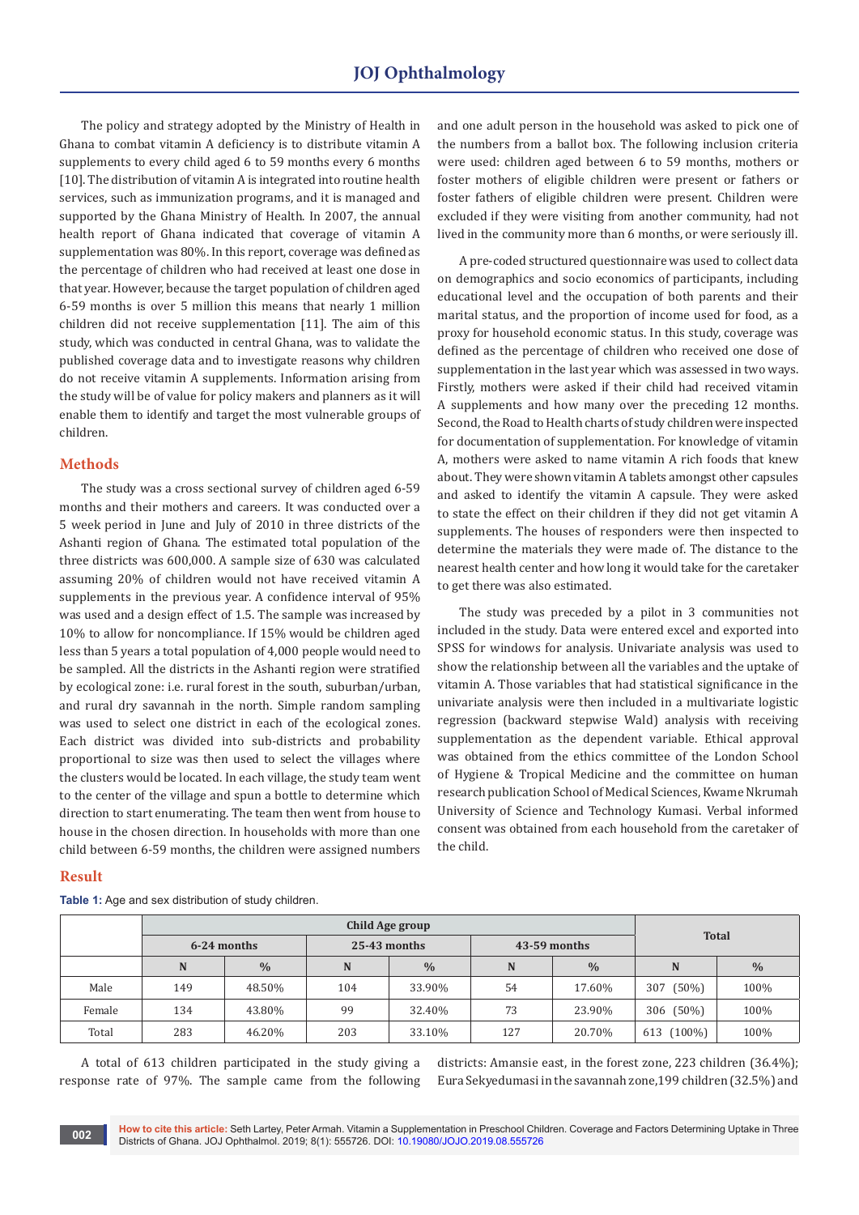The policy and strategy adopted by the Ministry of Health in Ghana to combat vitamin A deficiency is to distribute vitamin A supplements to every child aged 6 to 59 months every 6 months [10]. The distribution of vitamin A is integrated into routine health services, such as immunization programs, and it is managed and supported by the Ghana Ministry of Health. In 2007, the annual health report of Ghana indicated that coverage of vitamin A supplementation was 80%. In this report, coverage was defined as the percentage of children who had received at least one dose in that year. However, because the target population of children aged 6-59 months is over 5 million this means that nearly 1 million children did not receive supplementation [11]. The aim of this study, which was conducted in central Ghana, was to validate the published coverage data and to investigate reasons why children do not receive vitamin A supplements. Information arising from the study will be of value for policy makers and planners as it will enable them to identify and target the most vulnerable groups of children.

## Methods

The study was a cross sectional survey of children aged 6-59 months and their mothers and careers. It was conducted over a 5 week period in June and July of 2010 in three districts of the Ashanti region of Ghana. The estimated total population of the three districts was 600,000. A sample size of 630 was calculated assuming 20% of children would not have received vitamin A supplements in the previous year. A confidence interval of 95% was used and a design effect of 1.5. The sample was increased by 10% to allow for noncompliance. If 15% would be children aged less than 5 years a total population of 4,000 people would need to be sampled. All the districts in the Ashanti region were stratified by ecological zone: i.e. rural forest in the south, suburban/urban, and rural dry savannah in the north. Simple random sampling was used to select one district in each of the ecological zones. Each district was divided into sub-districts and probability proportional to size was then used to select the villages where the clusters would be located. In each village, the study team went to the center of the village and spun a bottle to determine which direction to start enumerating. The team then went from house to house in the chosen direction. In households with more than one child between 6-59 months, the children were assigned numbers and one adult person in the household was asked to pick one of the numbers from a ballot box. The following inclusion criteria were used: children aged between 6 to 59 months, mothers or foster mothers of eligible children were present or fathers or foster fathers of eligible children were present. Children were excluded if they were visiting from another community, had not lived in the community more than 6 months, or were seriously ill.

A pre-coded structured questionnaire was used to collect data on demographics and socio economics of participants, including educational level and the occupation of both parents and their marital status, and the proportion of income used for food, as a proxy for household economic status. In this study, coverage was defined as the percentage of children who received one dose of supplementation in the last year which was assessed in two ways. Firstly, mothers were asked if their child had received vitamin A supplements and how many over the preceding 12 months. Second, the Road to Health charts of study children were inspected for documentation of supplementation. For knowledge of vitamin A, mothers were asked to name vitamin A rich foods that knew about. They were shown vitamin A tablets amongst other capsules and asked to identify the vitamin A capsule. They were asked to state the effect on their children if they did not get vitamin A supplements. The houses of responders were then inspected to determine the materials they were made of. The distance to the nearest health center and how long it would take for the caretaker to get there was also estimated.

The study was preceded by a pilot in 3 communities not included in the study. Data were entered excel and exported into SPSS for windows for analysis. Univariate analysis was used to show the relationship between all the variables and the uptake of vitamin A. Those variables that had statistical significance in the univariate analysis were then included in a multivariate logistic regression (backward stepwise Wald) analysis with receiving supplementation as the dependent variable. Ethical approval was obtained from the ethics committee of the London School of Hygiene & Tropical Medicine and the committee on human research publication School of Medical Sciences, Kwame Nkrumah University of Science and Technology Kumasi. Verbal informed consent was obtained from each household from the caretaker of the child.

## Result

**Table 1:** Age and sex distribution of study children.

| | Child Age group | | | | | | Total | |
|---|---|---|---|---|---|---|---|---|
| | 6-24 months | | 25-43 months | | 43-59 months | | | |
| | N | % | N | % | N | % | N | % |
| Male | 149 | 48.50% | 104 | 33.90% | 54 | 17.60% | 307 (50%) | 100% |
| Female | 134 | 43.80% | 99 | 32.40% | 73 | 23.90% | 306 (50%) | 100% |
| Total | 283 | 46.20% | 203 | 33.10% | 127 | 20.70% | 613 (100%) | 100% |

A total of 613 children participated in the study giving a response rate of 97%. The sample came from the following districts: Amansie east, in the forest zone, 223 children (36.4%); Eura Sekyedumasi in the savannah zone,199 children (32.5%) and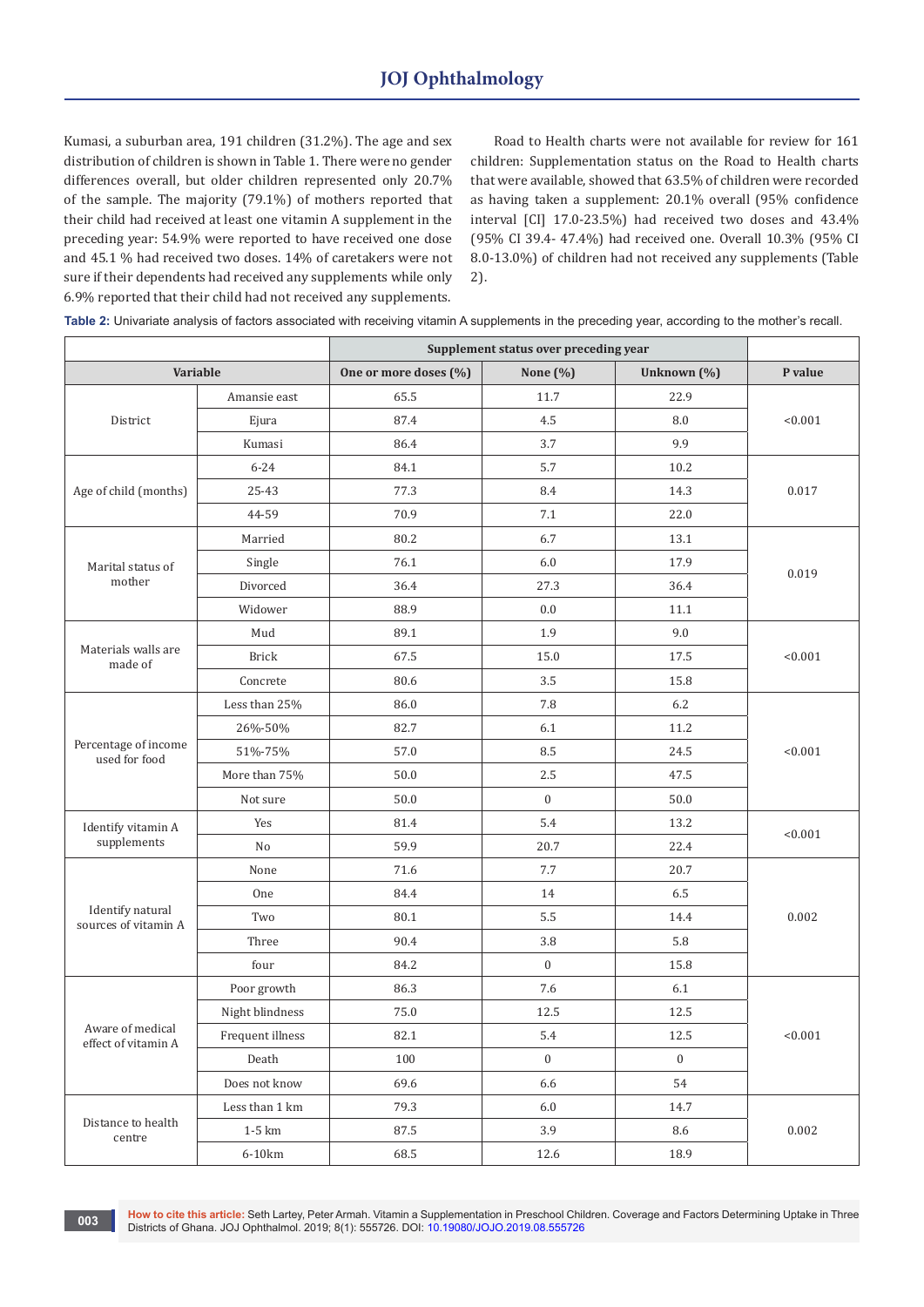Kumasi, a suburban area, 191 children (31.2%). The age and sex distribution of children is shown in Table 1. There were no gender differences overall, but older children represented only 20.7% of the sample. The majority (79.1%) of mothers reported that their child had received at least one vitamin A supplement in the preceding year: 54.9% were reported to have received one dose and 45.1 % had received two doses. 14% of caretakers were not sure if their dependents had received any supplements while only 6.9% reported that their child had not received any supplements.

Road to Health charts were not available for review for 161 children: Supplementation status on the Road to Health charts that were available, showed that 63.5% of children were recorded as having taken a supplement: 20.1% overall (95% confidence interval [CI] 17.0-23.5%) had received two doses and 43.4% (95% CI 39.4- 47.4%) had received one. Overall 10.3% (95% CI 8.0-13.0%) of children had not received any supplements (Table 2).

**Table 2:** Univariate analysis of factors associated with receiving vitamin A supplements in the preceding year, according to the mother's recall.

| Variable | | Supplement status over preceding year | | | P value |
|---|---|---|---|---|---|
| | | One or more doses (%) | None (%) | Unknown (%) | |
| District | Amansie east | 65.5 | 11.7 | 22.9 | <0.001 |
| | Ejura | 87.4 | 4.5 | 8.0 | |
| | Kumasi | 86.4 | 3.7 | 9.9 | |
| Age of child (months) | 6-24 | 84.1 | 5.7 | 10.2 | 0.017 |
| | 25-43 | 77.3 | 8.4 | 14.3 | |
| | 44-59 | 70.9 | 7.1 | 22.0 | |
| Marital status of mother | Married | 80.2 | 6.7 | 13.1 | 0.019 |
| | Single | 76.1 | 6.0 | 17.9 | |
| | Divorced | 36.4 | 27.3 | 36.4 | |
| | Widower | 88.9 | 0.0 | 11.1 | |
| Materials walls are made of | Mud | 89.1 | 1.9 | 9.0 | <0.001 |
| | Brick | 67.5 | 15.0 | 17.5 | |
| | Concrete | 80.6 | 3.5 | 15.8 | |
| Percentage of income used for food | Less than 25% | 86.0 | 7.8 | 6.2 | <0.001 |
| | 26%-50% | 82.7 | 6.1 | 11.2 | |
| | 51%-75% | 57.0 | 8.5 | 24.5 | |
| | More than 75% | 50.0 | 2.5 | 47.5 | |
| | Not sure | 50.0 | 0 | 50.0 | |
| Identify vitamin A supplements | Yes | 81.4 | 5.4 | 13.2 | <0.001 |
| | No | 59.9 | 20.7 | 22.4 | |
| Identify natural sources of vitamin A | None | 71.6 | 7.7 | 20.7 | 0.002 |
| | One | 84.4 | 14 | 6.5 | |
| | Two | 80.1 | 5.5 | 14.4 | |
| | Three | 90.4 | 3.8 | 5.8 | |
| | four | 84.2 | 0 | 15.8 | |
| Aware of medical effect of vitamin A | Poor growth | 86.3 | 7.6 | 6.1 | <0.001 |
| | Night blindness | 75.0 | 12.5 | 12.5 | |
| | Frequent illness | 82.1 | 5.4 | 12.5 | |
| | Death | 100 | 0 | 0 | |
| | Does not know | 69.6 | 6.6 | 54 | |
| Distance to health centre | Less than 1 km | 79.3 | 6.0 | 14.7 | 0.002 |
| | 1-5 km | 87.5 | 3.9 | 8.6 | |
| | 6-10km | 68.5 | 12.6 | 18.9 | |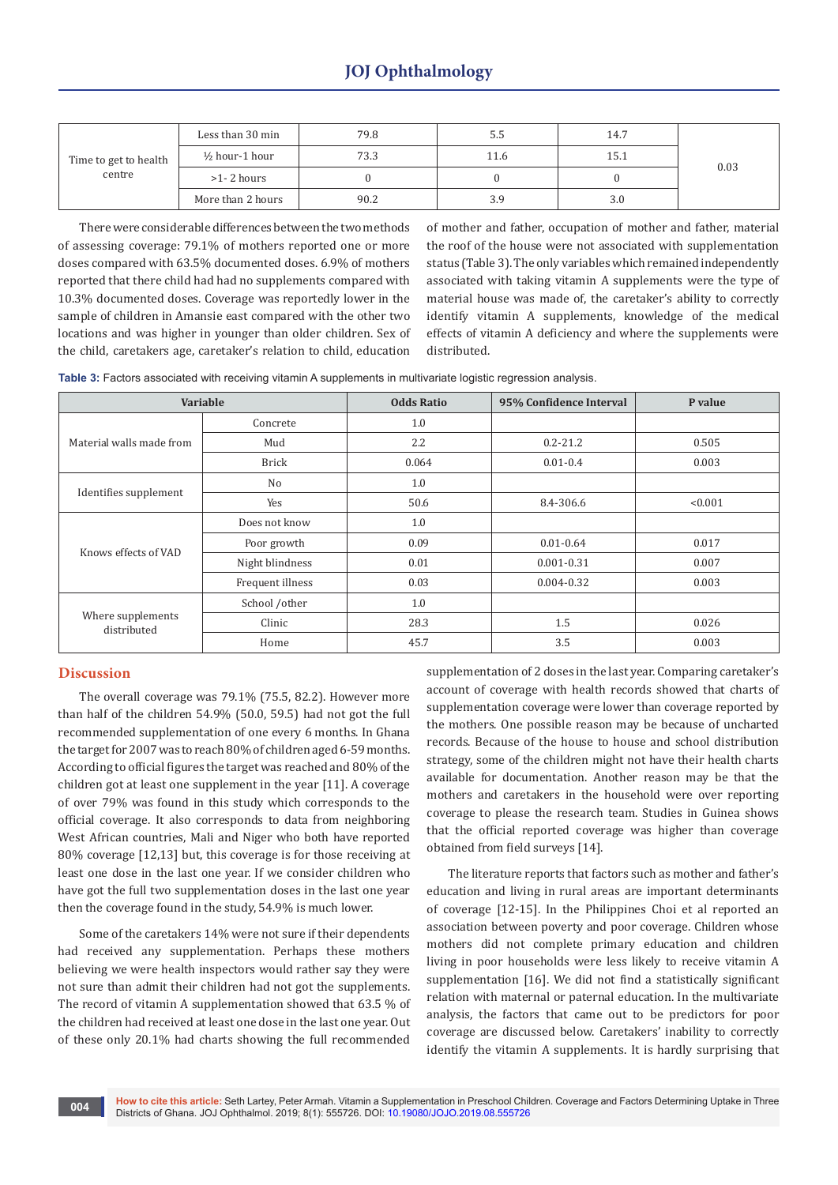| Time to get to health centre | Less than 30 min | 79.8 | 5.5 | 14.7 | 0.03 |
|---|---|---|---|---|---|
| | ½ hour-1 hour | 73.3 | 11.6 | 15.1 | |
| | >1- 2 hours | 0 | 0 | 0 | |
| | More than 2 hours | 90.2 | 3.9 | 3.0 | |

There were considerable differences between the two methods of assessing coverage: 79.1% of mothers reported one or more doses compared with 63.5% documented doses. 6.9% of mothers reported that there child had had no supplements compared with 10.3% documented doses. Coverage was reportedly lower in the sample of children in Amansie east compared with the other two locations and was higher in younger than older children. Sex of the child, caretakers age, caretaker's relation to child, education of mother and father, occupation of mother and father, material the roof of the house were not associated with supplementation status (Table 3). The only variables which remained independently associated with taking vitamin A supplements were the type of material house was made of, the caretaker's ability to correctly identify vitamin A supplements, knowledge of the medical effects of vitamin A deficiency and where the supplements were distributed.

**Table 3:** Factors associated with receiving vitamin A supplements in multivariate logistic regression analysis.

| Variable | | Odds Ratio | 95% Confidence Interval | P value |
|---|---|---|---|---|
| Material walls made from | Concrete | 1.0 | | |
| | Mud | 2.2 | 0.2-21.2 | 0.505 |
| | Brick | 0.064 | 0.01-0.4 | 0.003 |
| Identifies supplement | No | 1.0 | | |
| | Yes | 50.6 | 8.4-306.6 | <0.001 |
| Knows effects of VAD | Does not know | 1.0 | | |
| | Poor growth | 0.09 | 0.01-0.64 | 0.017 |
| | Night blindness | 0.01 | 0.001-0.31 | 0.007 |
| | Frequent illness | 0.03 | 0.004-0.32 | 0.003 |
| Where supplements distributed | School /other | 1.0 | | |
| | Clinic | 28.3 | 1.5 | 0.026 |
| | Home | 45.7 | 3.5 | 0.003 |

## Discussion

The overall coverage was 79.1% (75.5, 82.2). However more than half of the children 54.9% (50.0, 59.5) had not got the full recommended supplementation of one every 6 months. In Ghana the target for 2007 was to reach 80% of children aged 6-59 months. According to official figures the target was reached and 80% of the children got at least one supplement in the year [11]. A coverage of over 79% was found in this study which corresponds to the official coverage. It also corresponds to data from neighboring West African countries, Mali and Niger who both have reported 80% coverage [12,13] but, this coverage is for those receiving at least one dose in the last one year. If we consider children who have got the full two supplementation doses in the last one year then the coverage found in the study, 54.9% is much lower.

Some of the caretakers 14% were not sure if their dependents had received any supplementation. Perhaps these mothers believing we were health inspectors would rather say they were not sure than admit their children had not got the supplements. The record of vitamin A supplementation showed that 63.5 % of the children had received at least one dose in the last one year. Out of these only 20.1% had charts showing the full recommended supplementation of 2 doses in the last year. Comparing caretaker's account of coverage with health records showed that charts of supplementation coverage were lower than coverage reported by the mothers. One possible reason may be because of uncharted records. Because of the house to house and school distribution strategy, some of the children might not have their health charts available for documentation. Another reason may be that the mothers and caretakers in the household were over reporting coverage to please the research team. Studies in Guinea shows that the official reported coverage was higher than coverage obtained from field surveys [14].

The literature reports that factors such as mother and father's education and living in rural areas are important determinants of coverage [12-15]. In the Philippines Choi et al reported an association between poverty and poor coverage. Children whose mothers did not complete primary education and children living in poor households were less likely to receive vitamin A supplementation [16]. We did not find a statistically significant relation with maternal or paternal education. In the multivariate analysis, the factors that came out to be predictors for poor coverage are discussed below. Caretakers' inability to correctly identify the vitamin A supplements. It is hardly surprising that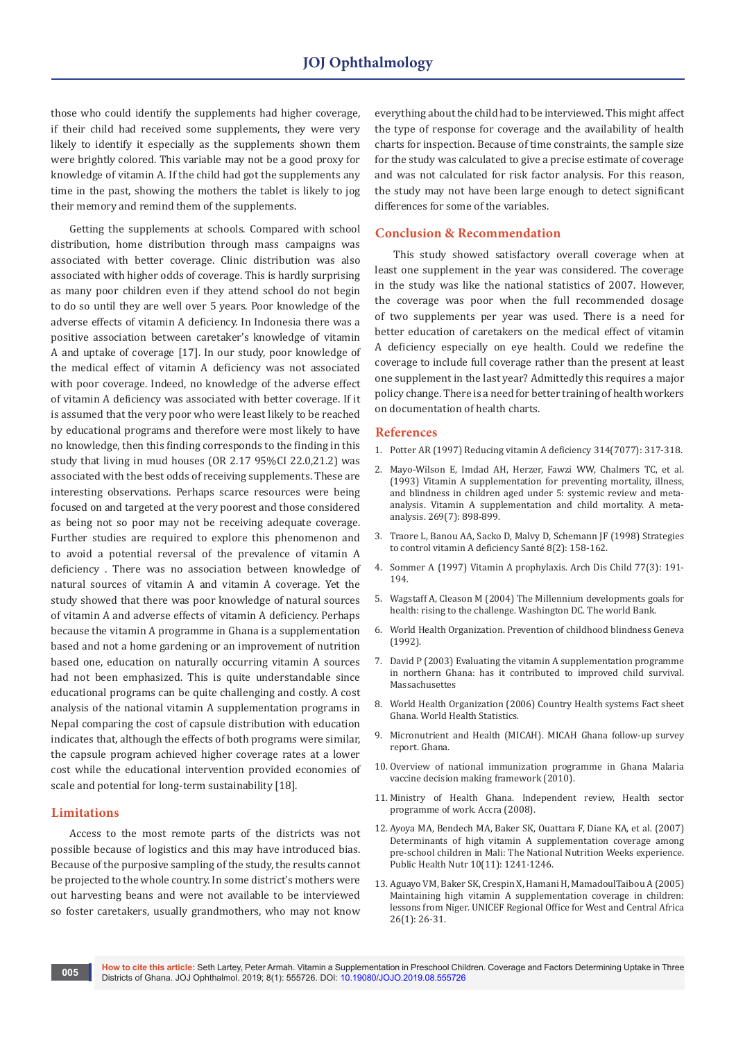those who could identify the supplements had higher coverage, if their child had received some supplements, they were very likely to identify it especially as the supplements shown them were brightly colored. This variable may not be a good proxy for knowledge of vitamin A. If the child had got the supplements any time in the past, showing the mothers the tablet is likely to jog their memory and remind them of the supplements.

Getting the supplements at schools. Compared with school distribution, home distribution through mass campaigns was associated with better coverage. Clinic distribution was also associated with higher odds of coverage. This is hardly surprising as many poor children even if they attend school do not begin to do so until they are well over 5 years. Poor knowledge of the adverse effects of vitamin A deficiency. In Indonesia there was a positive association between caretaker's knowledge of vitamin A and uptake of coverage [17]. In our study, poor knowledge of the medical effect of vitamin A deficiency was not associated with poor coverage. Indeed, no knowledge of the adverse effect of vitamin A deficiency was associated with better coverage. If it is assumed that the very poor who were least likely to be reached by educational programs and therefore were most likely to have no knowledge, then this finding corresponds to the finding in this study that living in mud houses (OR 2.17 95%CI 22.0,21.2) was associated with the best odds of receiving supplements. These are interesting observations. Perhaps scarce resources were being focused on and targeted at the very poorest and those considered as being not so poor may not be receiving adequate coverage. Further studies are required to explore this phenomenon and to avoid a potential reversal of the prevalence of vitamin A deficiency . There was no association between knowledge of natural sources of vitamin A and vitamin A coverage. Yet the study showed that there was poor knowledge of natural sources of vitamin A and adverse effects of vitamin A deficiency. Perhaps because the vitamin A programme in Ghana is a supplementation based and not a home gardening or an improvement of nutrition based one, education on naturally occurring vitamin A sources had not been emphasized. This is quite understandable since educational programs can be quite challenging and costly. A cost analysis of the national vitamin A supplementation programs in Nepal comparing the cost of capsule distribution with education indicates that, although the effects of both programs were similar, the capsule program achieved higher coverage rates at a lower cost while the educational intervention provided economies of scale and potential for long-term sustainability [18].

## Limitations

Access to the most remote parts of the districts was not possible because of logistics and this may have introduced bias. Because of the purposive sampling of the study, the results cannot be projected to the whole country. In some district's mothers were out harvesting beans and were not available to be interviewed so foster caretakers, usually grandmothers, who may not know everything about the child had to be interviewed. This might affect the type of response for coverage and the availability of health charts for inspection. Because of time constraints, the sample size for the study was calculated to give a precise estimate of coverage and was not calculated for risk factor analysis. For this reason, the study may not have been large enough to detect significant differences for some of the variables.

## Conclusion & Recommendation

This study showed satisfactory overall coverage when at least one supplement in the year was considered. The coverage in the study was like the national statistics of 2007. However, the coverage was poor when the full recommended dosage of two supplements per year was used. There is a need for better education of caretakers on the medical effect of vitamin A deficiency especially on eye health. Could we redefine the coverage to include full coverage rather than the present at least one supplement in the last year? Admittedly this requires a major policy change. There is a need for better training of health workers on documentation of health charts.

## References

1. Potter AR (1997) Reducing vitamin A deficiency 314(7077): 317-318.
2. Mayo-Wilson E, Imdad AH, Herzer, Fawzi WW, Chalmers TC, et al. (1993) Vitamin A supplementation for preventing mortality, illness, and blindness in children aged under 5: systemic review and meta-analysis. Vitamin A supplementation and child mortality. A meta-analysis. 269(7): 898-899.
3. Traore L, Banou AA, Sacko D, Malvy D, Schemann JF (1998) Strategies to control vitamin A deficiency Santé 8(2): 158-162.
4. Sommer A (1997) Vitamin A prophylaxis. Arch Dis Child 77(3): 191-194.
5. Wagstaff A, Cleason M (2004) The Millennium developments goals for health: rising to the challenge. Washington DC. The world Bank.
6. World Health Organization. Prevention of childhood blindness Geneva (1992).
7. David P (2003) Evaluating the vitamin A supplementation programme in northern Ghana: has it contributed to improved child survival. Massachusettes
8. World Health Organization (2006) Country Health systems Fact sheet Ghana. World Health Statistics.
9. Micronutrient and Health (MICAH). MICAH Ghana follow-up survey report. Ghana.
10. Overview of national immunization programme in Ghana Malaria vaccine decision making framework (2010).
11. Ministry of Health Ghana. Independent review, Health sector programme of work. Accra (2008).
12. Ayoya MA, Bendech MA, Baker SK, Ouattara F, Diane KA, et al. (2007) Determinants of high vitamin A supplementation coverage among pre-school children in Mali: The National Nutrition Weeks experience. Public Health Nutr 10(11): 1241-1246.
13. Aguayo VM, Baker SK, Crespin X, Hamani H, MamadoulTaibou A (2005) Maintaining high vitamin A supplementation coverage in children: lessons from Niger. UNICEF Regional Office for West and Central Africa 26(1): 26-31.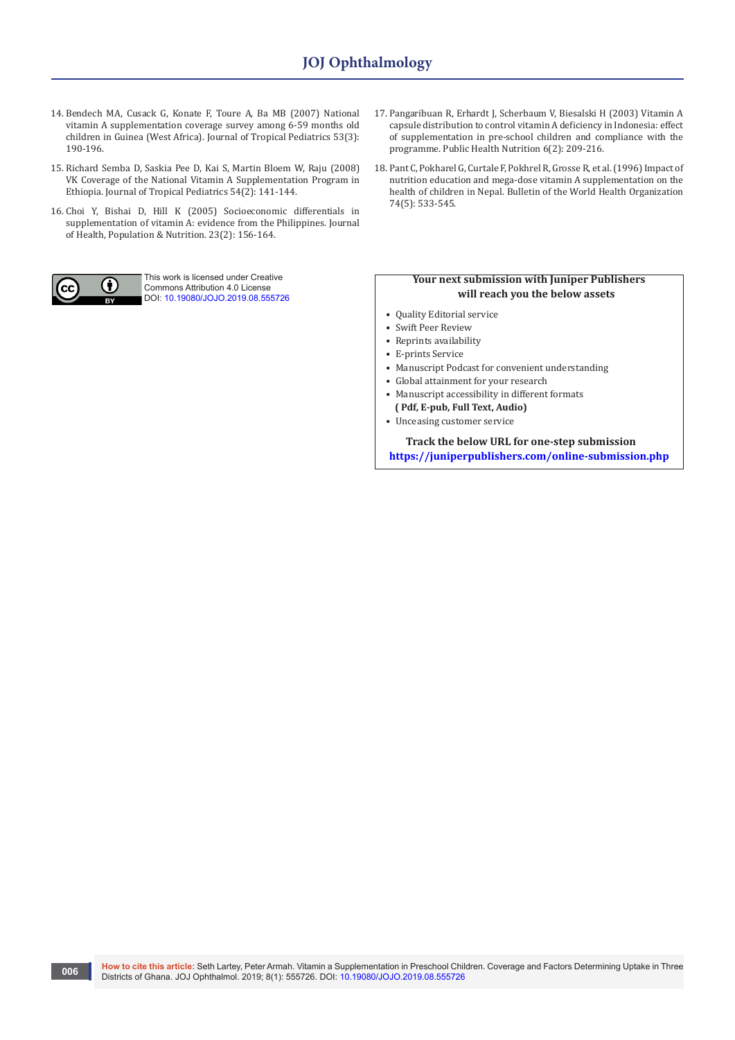14. Bendech MA, Cusack G, Konate F, Toure A, Ba MB (2007) National vitamin A supplementation coverage survey among 6-59 months old children in Guinea (West Africa). Journal of Tropical Pediatrics 53(3): 190-196.
15. Richard Semba D, Saskia Pee D, Kai S, Martin Bloem W, Raju (2008) VK Coverage of the National Vitamin A Supplementation Program in Ethiopia. Journal of Tropical Pediatrics 54(2): 141-144.
16. Choi Y, Bishai D, Hill K (2005) Socioeconomic differentials in supplementation of vitamin A: evidence from the Philippines. Journal of Health, Population & Nutrition. 23(2): 156-164.
17. Pangaribuan R, Erhardt J, Scherbaum V, Biesalski H (2003) Vitamin A capsule distribution to control vitamin A deficiency in Indonesia: effect of supplementation in pre-school children and compliance with the programme. Public Health Nutrition 6(2): 209-216.
18. Pant C, Pokharel G, Curtale F, Pokhrel R, Grosse R, et al. (1996) Impact of nutrition education and mega-dose vitamin A supplementation on the health of children in Nepal. Bulletin of the World Health Organization 74(5): 533-545.

This work is licensed under Creative Commons Attribution 4.0 License
DOI: 10.19080/JOJO.2019.08.555726

**Your next submission with Juniper Publishers will reach you the below assets**

- Quality Editorial service
- Swift Peer Review
- Reprints availability
- E-prints Service
- Manuscript Podcast for convenient understanding
- Global attainment for your research
- Manuscript accessibility in different formats
  **( Pdf, E-pub, Full Text, Audio)**
- Unceasing customer service

**Track the below URL for one-step submission**
**https://juniperpublishers.com/online-submission.php**

**How to cite this article:** Seth Lartey, Peter Armah. Vitamin a Supplementation in Preschool Children. Coverage and Factors Determining Uptake in Three Districts of Ghana. JOJ Ophthalmol. 2019; 8(1): 555726. DOI: 10.19080/JOJO.2019.08.555726